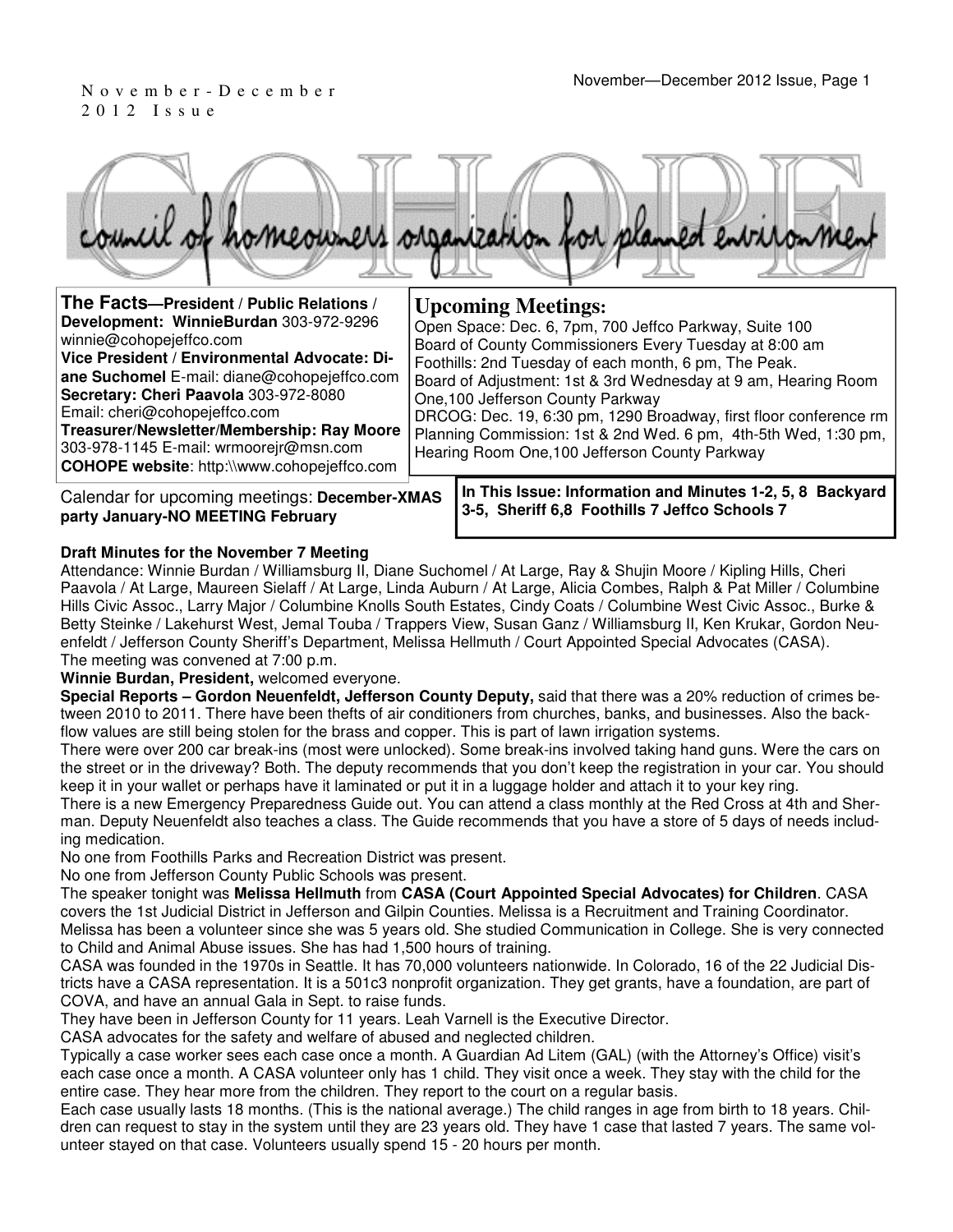November-December 2012 Issue

# COHOPE

council of homeowners organization for planned environment

**The Facts—President / Public Relations / Development: WinnieBurdan** 303-972-9296 winnie@cohopejeffco.com
**Vice President / Environmental Advocate: Diane Suchomel** E-mail: diane@cohopejeffco.com
**Secretary: Cheri Paavola** 303-972-8080 Email: cheri@cohopejeffco.com
**Treasurer/Newsletter/Membership: Ray Moore** 303-978-1145 E-mail: wrmoorejr@msn.com
**COHOPE website**: http:\\www.cohopejeffco.com

## Upcoming Meetings:

Open Space: Dec. 6, 7pm, 700 Jeffco Parkway, Suite 100
Board of County Commissioners Every Tuesday at 8:00 am
Foothills: 2nd Tuesday of each month, 6 pm, The Peak.
Board of Adjustment: 1st & 3rd Wednesday at 9 am, Hearing Room One,100 Jefferson County Parkway
DRCOG: Dec. 19, 6:30 pm, 1290 Broadway, first floor conference rm
Planning Commission: 1st & 2nd Wed. 6 pm, 4th-5th Wed, 1:30 pm, Hearing Room One,100 Jefferson County Parkway

Calendar for upcoming meetings: **December-XMAS party January-NO MEETING February**

**In This Issue: Information and Minutes 1-2, 5, 8 Backyard 3-5, Sheriff 6,8 Foothills 7 Jeffco Schools 7**

**Draft Minutes for the November 7 Meeting**

Attendance: Winnie Burdan / Williamsburg II, Diane Suchomel / At Large, Ray & Shujin Moore / Kipling Hills, Cheri Paavola / At Large, Maureen Sielaff / At Large, Linda Auburn / At Large, Alicia Combes, Ralph & Pat Miller / Columbine Hills Civic Assoc., Larry Major / Columbine Knolls South Estates, Cindy Coats / Columbine West Civic Assoc., Burke & Betty Steinke / Lakehurst West, Jemal Touba / Trappers View, Susan Ganz / Williamsburg II, Ken Krukar, Gordon Neuenfeldt / Jefferson County Sheriff's Department, Melissa Hellmuth / Court Appointed Special Advocates (CASA).
The meeting was convened at 7:00 p.m.

**Winnie Burdan, President,** welcomed everyone.

**Special Reports – Gordon Neuenfeldt, Jefferson County Deputy,** said that there was a 20% reduction of crimes between 2010 to 2011. There have been thefts of air conditioners from churches, banks, and businesses. Also the back-flow values are still being stolen for the brass and copper. This is part of lawn irrigation systems.

There were over 200 car break-ins (most were unlocked). Some break-ins involved taking hand guns. Were the cars on the street or in the driveway? Both. The deputy recommends that you don't keep the registration in your car. You should keep it in your wallet or perhaps have it laminated or put it in a luggage holder and attach it to your key ring.

There is a new Emergency Preparedness Guide out. You can attend a class monthly at the Red Cross at 4th and Sherman. Deputy Neuenfeldt also teaches a class. The Guide recommends that you have a store of 5 days of needs including medication.

No one from Foothills Parks and Recreation District was present.

No one from Jefferson County Public Schools was present.

The speaker tonight was **Melissa Hellmuth** from **CASA (Court Appointed Special Advocates) for Children**. CASA covers the 1st Judicial District in Jefferson and Gilpin Counties. Melissa is a Recruitment and Training Coordinator. Melissa has been a volunteer since she was 5 years old. She studied Communication in College. She is very connected to Child and Animal Abuse issues. She has had 1,500 hours of training.

CASA was founded in the 1970s in Seattle. It has 70,000 volunteers nationwide. In Colorado, 16 of the 22 Judicial Districts have a CASA representation. It is a 501c3 nonprofit organization. They get grants, have a foundation, are part of COVA, and have an annual Gala in Sept. to raise funds.

They have been in Jefferson County for 11 years. Leah Varnell is the Executive Director.

CASA advocates for the safety and welfare of abused and neglected children.

Typically a case worker sees each case once a month. A Guardian Ad Litem (GAL) (with the Attorney's Office) visit's each case once a month. A CASA volunteer only has 1 child. They visit once a week. They stay with the child for the entire case. They hear more from the children. They report to the court on a regular basis.

Each case usually lasts 18 months. (This is the national average.) The child ranges in age from birth to 18 years. Children can request to stay in the system until they are 23 years old. They have 1 case that lasted 7 years. The same volunteer stayed on that case. Volunteers usually spend 15 - 20 hours per month.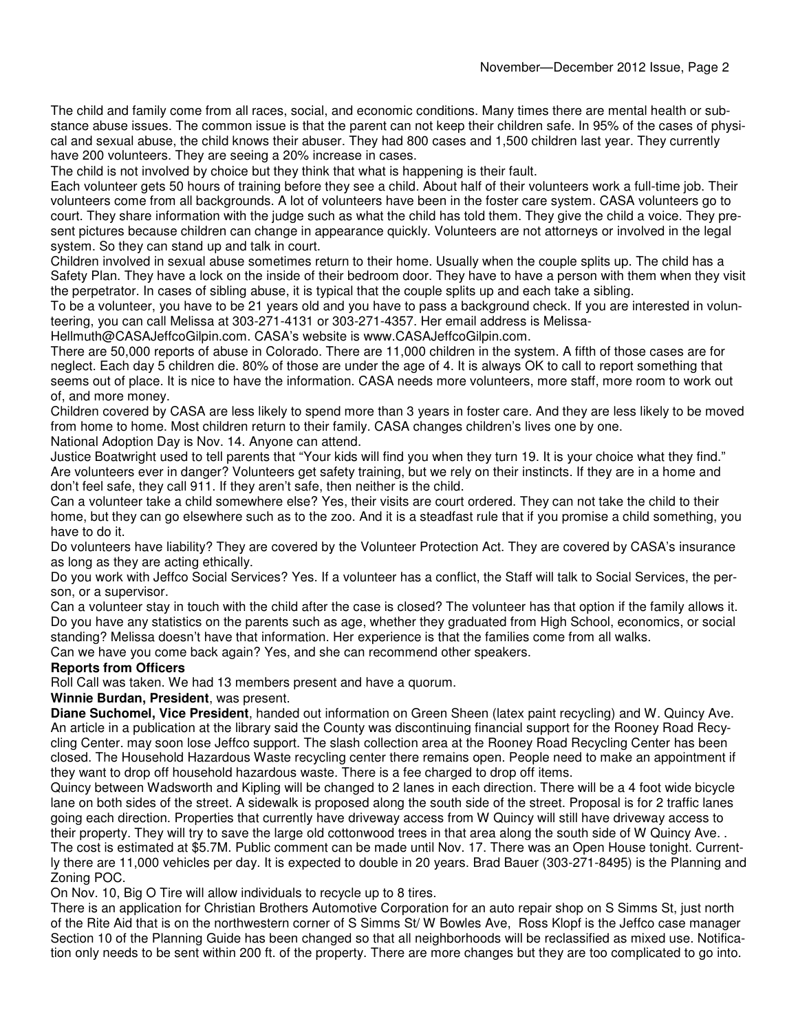The child and family come from all races, social, and economic conditions. Many times there are mental health or substance abuse issues. The common issue is that the parent can not keep their children safe. In 95% of the cases of physical and sexual abuse, the child knows their abuser. They had 800 cases and 1,500 children last year. They currently have 200 volunteers. They are seeing a 20% increase in cases.

The child is not involved by choice but they think that what is happening is their fault.

Each volunteer gets 50 hours of training before they see a child. About half of their volunteers work a full-time job. Their volunteers come from all backgrounds. A lot of volunteers have been in the foster care system. CASA volunteers go to court. They share information with the judge such as what the child has told them. They give the child a voice. They present pictures because children can change in appearance quickly. Volunteers are not attorneys or involved in the legal system. So they can stand up and talk in court.

Children involved in sexual abuse sometimes return to their home. Usually when the couple splits up. The child has a Safety Plan. They have a lock on the inside of their bedroom door. They have to have a person with them when they visit the perpetrator. In cases of sibling abuse, it is typical that the couple splits up and each take a sibling.

To be a volunteer, you have to be 21 years old and you have to pass a background check. If you are interested in volunteering, you can call Melissa at 303-271-4131 or 303-271-4357. Her email address is Melissa-Hellmuth@CASAJeffcoGilpin.com. CASA's website is www.CASAJeffcoGilpin.com.

There are 50,000 reports of abuse in Colorado. There are 11,000 children in the system. A fifth of those cases are for neglect. Each day 5 children die. 80% of those are under the age of 4. It is always OK to call to report something that seems out of place. It is nice to have the information. CASA needs more volunteers, more staff, more room to work out of, and more money.

Children covered by CASA are less likely to spend more than 3 years in foster care. And they are less likely to be moved from home to home. Most children return to their family. CASA changes children's lives one by one.

National Adoption Day is Nov. 14. Anyone can attend.

Justice Boatwright used to tell parents that "Your kids will find you when they turn 19. It is your choice what they find."

Are volunteers ever in danger? Volunteers get safety training, but we rely on their instincts. If they are in a home and don't feel safe, they call 911. If they aren't safe, then neither is the child.

Can a volunteer take a child somewhere else? Yes, their visits are court ordered. They can not take the child to their home, but they can go elsewhere such as to the zoo. And it is a steadfast rule that if you promise a child something, you have to do it.

Do volunteers have liability? They are covered by the Volunteer Protection Act. They are covered by CASA's insurance as long as they are acting ethically.

Do you work with Jeffco Social Services? Yes. If a volunteer has a conflict, the Staff will talk to Social Services, the person, or a supervisor.

Can a volunteer stay in touch with the child after the case is closed? The volunteer has that option if the family allows it.

Do you have any statistics on the parents such as age, whether they graduated from High School, economics, or social standing? Melissa doesn't have that information. Her experience is that the families come from all walks.

Can we have you come back again? Yes, and she can recommend other speakers.

**Reports from Officers**

Roll Call was taken. We had 13 members present and have a quorum.

**Winnie Burdan, President**, was present.

**Diane Suchomel, Vice President**, handed out information on Green Sheen (latex paint recycling) and W. Quincy Ave. An article in a publication at the library said the County was discontinuing financial support for the Rooney Road Recycling Center. may soon lose Jeffco support. The slash collection area at the Rooney Road Recycling Center has been closed. The Household Hazardous Waste recycling center there remains open. People need to make an appointment if they want to drop off household hazardous waste. There is a fee charged to drop off items.

Quincy between Wadsworth and Kipling will be changed to 2 lanes in each direction. There will be a 4 foot wide bicycle lane on both sides of the street. A sidewalk is proposed along the south side of the street. Proposal is for 2 traffic lanes going each direction. Properties that currently have driveway access from W Quincy will still have driveway access to their property. They will try to save the large old cottonwood trees in that area along the south side of W Quincy Ave. . The cost is estimated at $5.7M. Public comment can be made until Nov. 17. There was an Open House tonight. Currently there are 11,000 vehicles per day. It is expected to double in 20 years. Brad Bauer (303-271-8495) is the Planning and Zoning POC.

On Nov. 10, Big O Tire will allow individuals to recycle up to 8 tires.

There is an application for Christian Brothers Automotive Corporation for an auto repair shop on S Simms St, just north of the Rite Aid that is on the northwestern corner of S Simms St/ W Bowles Ave, Ross Klopf is the Jeffco case manager Section 10 of the Planning Guide has been changed so that all neighborhoods will be reclassified as mixed use. Notification only needs to be sent within 200 ft. of the property. There are more changes but they are too complicated to go into.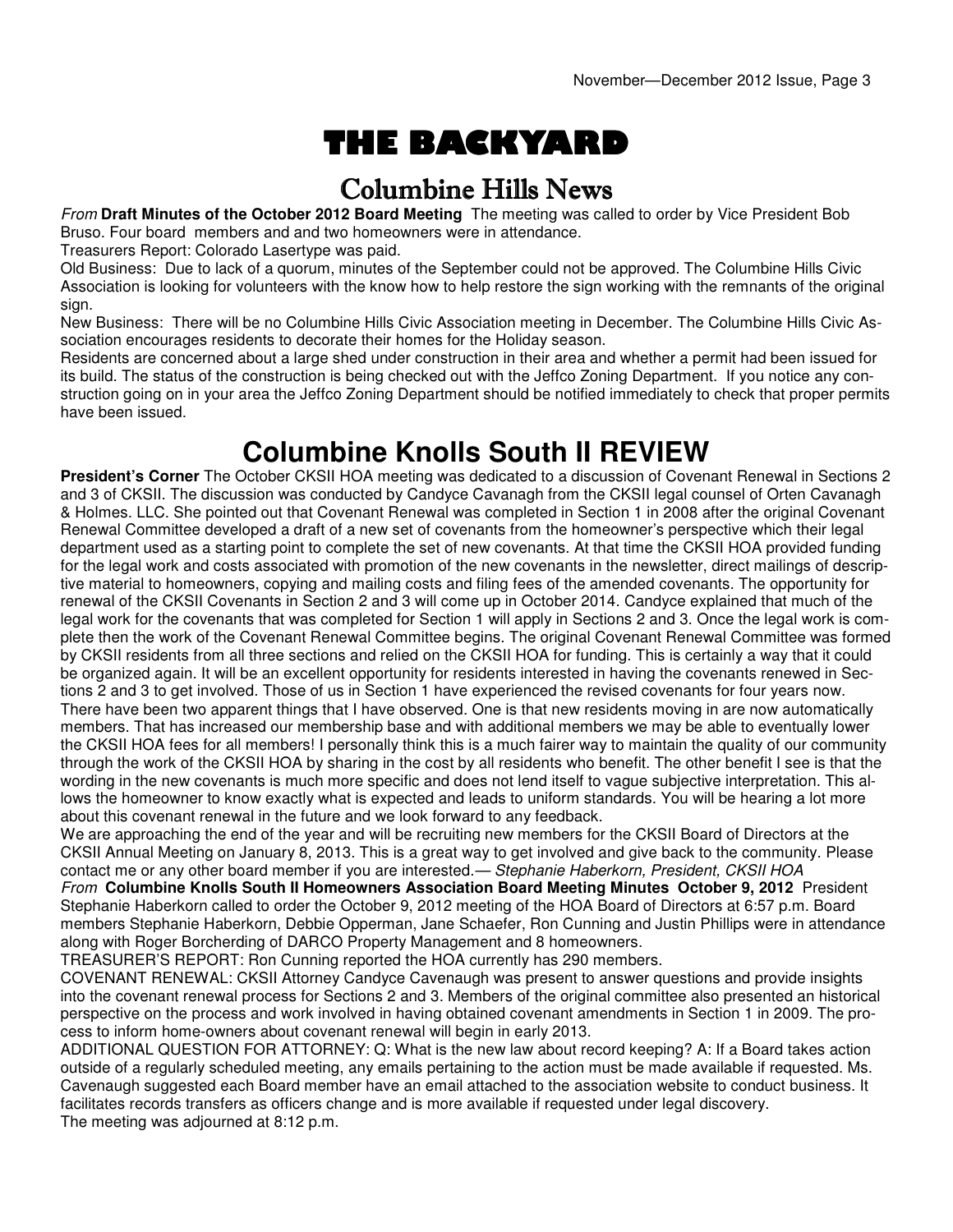# THE BACKYARD

## Columbine Hills News

*From* **Draft Minutes of the October 2012 Board Meeting** The meeting was called to order by Vice President Bob Bruso. Four board members and and two homeowners were in attendance.

Treasurers Report: Colorado Lasertype was paid.

Old Business: Due to lack of a quorum, minutes of the September could not be approved. The Columbine Hills Civic Association is looking for volunteers with the know how to help restore the sign working with the remnants of the original sign.

New Business: There will be no Columbine Hills Civic Association meeting in December. The Columbine Hills Civic Association encourages residents to decorate their homes for the Holiday season.

Residents are concerned about a large shed under construction in their area and whether a permit had been issued for its build. The status of the construction is being checked out with the Jeffco Zoning Department. If you notice any construction going on in your area the Jeffco Zoning Department should be notified immediately to check that proper permits have been issued.

## Columbine Knolls South II REVIEW

**President's Corner** The October CKSII HOA meeting was dedicated to a discussion of Covenant Renewal in Sections 2 and 3 of CKSII. The discussion was conducted by Candyce Cavanagh from the CKSII legal counsel of Orten Cavanagh & Holmes. LLC. She pointed out that Covenant Renewal was completed in Section 1 in 2008 after the original Covenant Renewal Committee developed a draft of a new set of covenants from the homeowner's perspective which their legal department used as a starting point to complete the set of new covenants. At that time the CKSII HOA provided funding for the legal work and costs associated with promotion of the new covenants in the newsletter, direct mailings of descriptive material to homeowners, copying and mailing costs and filing fees of the amended covenants. The opportunity for renewal of the CKSII Covenants in Section 2 and 3 will come up in October 2014. Candyce explained that much of the legal work for the covenants that was completed for Section 1 will apply in Sections 2 and 3. Once the legal work is complete then the work of the Covenant Renewal Committee begins. The original Covenant Renewal Committee was formed by CKSII residents from all three sections and relied on the CKSII HOA for funding. This is certainly a way that it could be organized again. It will be an excellent opportunity for residents interested in having the covenants renewed in Sections 2 and 3 to get involved. Those of us in Section 1 have experienced the revised covenants for four years now. There have been two apparent things that I have observed. One is that new residents moving in are now automatically members. That has increased our membership base and with additional members we may be able to eventually lower the CKSII HOA fees for all members! I personally think this is a much fairer way to maintain the quality of our community through the work of the CKSII HOA by sharing in the cost by all residents who benefit. The other benefit I see is that the wording in the new covenants is much more specific and does not lend itself to vague subjective interpretation. This allows the homeowner to know exactly what is expected and leads to uniform standards. You will be hearing a lot more about this covenant renewal in the future and we look forward to any feedback.

We are approaching the end of the year and will be recruiting new members for the CKSII Board of Directors at the CKSII Annual Meeting on January 8, 2013. This is a great way to get involved and give back to the community. Please contact me or any other board member if you are interested.— *Stephanie Haberkorn, President, CKSII HOA*

*From* **Columbine Knolls South II Homeowners Association Board Meeting Minutes October 9, 2012** President Stephanie Haberkorn called to order the October 9, 2012 meeting of the HOA Board of Directors at 6:57 p.m. Board members Stephanie Haberkorn, Debbie Opperman, Jane Schaefer, Ron Cunning and Justin Phillips were in attendance along with Roger Borcherding of DARCO Property Management and 8 homeowners.

TREASURER'S REPORT: Ron Cunning reported the HOA currently has 290 members.

COVENANT RENEWAL: CKSII Attorney Candyce Cavenaugh was present to answer questions and provide insights into the covenant renewal process for Sections 2 and 3. Members of the original committee also presented an historical perspective on the process and work involved in having obtained covenant amendments in Section 1 in 2009. The process to inform home-owners about covenant renewal will begin in early 2013.

ADDITIONAL QUESTION FOR ATTORNEY: Q: What is the new law about record keeping? A: If a Board takes action outside of a regularly scheduled meeting, any emails pertaining to the action must be made available if requested. Ms. Cavenaugh suggested each Board member have an email attached to the association website to conduct business. It facilitates records transfers as officers change and is more available if requested under legal discovery.

The meeting was adjourned at 8:12 p.m.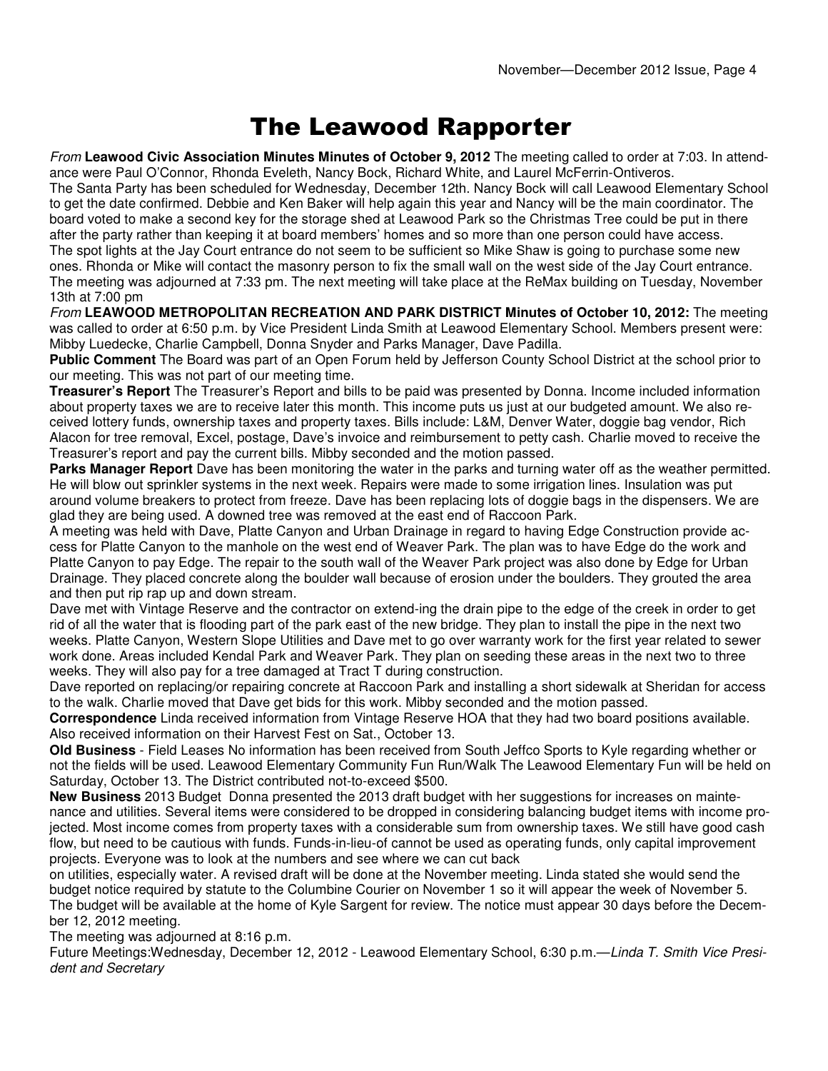# The Leawood Rapporter

*From* **Leawood Civic Association Minutes Minutes of October 9, 2012** The meeting called to order at 7:03. In attendance were Paul O'Connor, Rhonda Eveleth, Nancy Bock, Richard White, and Laurel McFerrin-Ontiveros.

The Santa Party has been scheduled for Wednesday, December 12th. Nancy Bock will call Leawood Elementary School to get the date confirmed. Debbie and Ken Baker will help again this year and Nancy will be the main coordinator. The board voted to make a second key for the storage shed at Leawood Park so the Christmas Tree could be put in there after the party rather than keeping it at board members' homes and so more than one person could have access.

The spot lights at the Jay Court entrance do not seem to be sufficient so Mike Shaw is going to purchase some new ones. Rhonda or Mike will contact the masonry person to fix the small wall on the west side of the Jay Court entrance.

The meeting was adjourned at 7:33 pm. The next meeting will take place at the ReMax building on Tuesday, November 13th at 7:00 pm

*From* **LEAWOOD METROPOLITAN RECREATION AND PARK DISTRICT Minutes of October 10, 2012:** The meeting was called to order at 6:50 p.m. by Vice President Linda Smith at Leawood Elementary School. Members present were: Mibby Luedecke, Charlie Campbell, Donna Snyder and Parks Manager, Dave Padilla.

**Public Comment** The Board was part of an Open Forum held by Jefferson County School District at the school prior to our meeting. This was not part of our meeting time.

**Treasurer's Report** The Treasurer's Report and bills to be paid was presented by Donna. Income included information about property taxes we are to receive later this month. This income puts us just at our budgeted amount. We also received lottery funds, ownership taxes and property taxes. Bills include: L&M, Denver Water, doggie bag vendor, Rich Alacon for tree removal, Excel, postage, Dave's invoice and reimbursement to petty cash. Charlie moved to receive the Treasurer's report and pay the current bills. Mibby seconded and the motion passed.

**Parks Manager Report** Dave has been monitoring the water in the parks and turning water off as the weather permitted. He will blow out sprinkler systems in the next week. Repairs were made to some irrigation lines. Insulation was put around volume breakers to protect from freeze. Dave has been replacing lots of doggie bags in the dispensers. We are glad they are being used. A downed tree was removed at the east end of Raccoon Park.

A meeting was held with Dave, Platte Canyon and Urban Drainage in regard to having Edge Construction provide access for Platte Canyon to the manhole on the west end of Weaver Park. The plan was to have Edge do the work and Platte Canyon to pay Edge. The repair to the south wall of the Weaver Park project was also done by Edge for Urban Drainage. They placed concrete along the boulder wall because of erosion under the boulders. They grouted the area and then put rip rap up and down stream.

Dave met with Vintage Reserve and the contractor on extend-ing the drain pipe to the edge of the creek in order to get rid of all the water that is flooding part of the park east of the new bridge. They plan to install the pipe in the next two weeks. Platte Canyon, Western Slope Utilities and Dave met to go over warranty work for the first year related to sewer work done. Areas included Kendal Park and Weaver Park. They plan on seeding these areas in the next two to three weeks. They will also pay for a tree damaged at Tract T during construction.

Dave reported on replacing/or repairing concrete at Raccoon Park and installing a short sidewalk at Sheridan for access to the walk. Charlie moved that Dave get bids for this work. Mibby seconded and the motion passed.

**Correspondence** Linda received information from Vintage Reserve HOA that they had two board positions available. Also received information on their Harvest Fest on Sat., October 13.

**Old Business** - Field Leases No information has been received from South Jeffco Sports to Kyle regarding whether or not the fields will be used. Leawood Elementary Community Fun Run/Walk The Leawood Elementary Fun will be held on Saturday, October 13. The District contributed not-to-exceed $500.

**New Business** 2013 Budget Donna presented the 2013 draft budget with her suggestions for increases on maintenance and utilities. Several items were considered to be dropped in considering balancing budget items with income projected. Most income comes from property taxes with a considerable sum from ownership taxes. We still have good cash flow, but need to be cautious with funds. Funds-in-lieu-of cannot be used as operating funds, only capital improvement projects. Everyone was to look at the numbers and see where we can cut back on utilities, especially water. A revised draft will be done at the November meeting. Linda stated she would send the budget notice required by statute to the Columbine Courier on November 1 so it will appear the week of November 5. The budget will be available at the home of Kyle Sargent for review. The notice must appear 30 days before the December 12, 2012 meeting.

The meeting was adjourned at 8:16 p.m.

Future Meetings:Wednesday, December 12, 2012 - Leawood Elementary School, 6:30 p.m.—*Linda T. Smith Vice President and Secretary*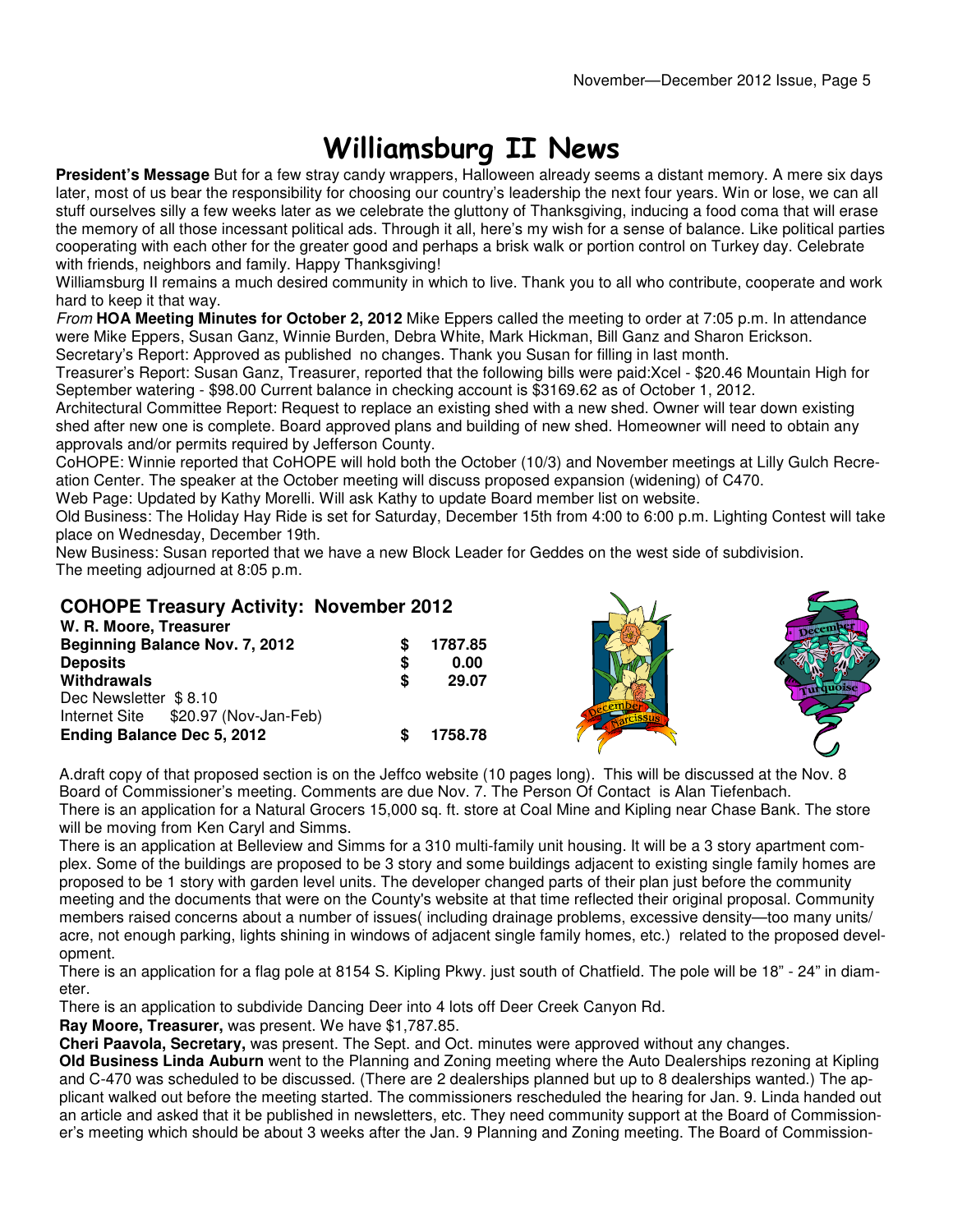# Williamsburg II News

**President's Message** But for a few stray candy wrappers, Halloween already seems a distant memory. A mere six days later, most of us bear the responsibility for choosing our country's leadership the next four years. Win or lose, we can all stuff ourselves silly a few weeks later as we celebrate the gluttony of Thanksgiving, inducing a food coma that will erase the memory of all those incessant political ads. Through it all, here's my wish for a sense of balance. Like political parties cooperating with each other for the greater good and perhaps a brisk walk or portion control on Turkey day. Celebrate with friends, neighbors and family. Happy Thanksgiving!

Williamsburg II remains a much desired community in which to live. Thank you to all who contribute, cooperate and work hard to keep it that way.

*From* **HOA Meeting Minutes for October 2, 2012** Mike Eppers called the meeting to order at 7:05 p.m. In attendance were Mike Eppers, Susan Ganz, Winnie Burden, Debra White, Mark Hickman, Bill Ganz and Sharon Erickson.

Secretary's Report: Approved as published no changes. Thank you Susan for filling in last month.

Treasurer's Report: Susan Ganz, Treasurer, reported that the following bills were paid:Xcel - $20.46 Mountain High for September watering - $98.00 Current balance in checking account is $3169.62 as of October 1, 2012.

Architectural Committee Report: Request to replace an existing shed with a new shed. Owner will tear down existing shed after new one is complete. Board approved plans and building of new shed. Homeowner will need to obtain any approvals and/or permits required by Jefferson County.

CoHOPE: Winnie reported that CoHOPE will hold both the October (10/3) and November meetings at Lilly Gulch Recreation Center. The speaker at the October meeting will discuss proposed expansion (widening) of C470.

Web Page: Updated by Kathy Morelli. Will ask Kathy to update Board member list on website.

Old Business: The Holiday Hay Ride is set for Saturday, December 15th from 4:00 to 6:00 p.m. Lighting Contest will take place on Wednesday, December 19th.

New Business: Susan reported that we have a new Block Leader for Geddes on the west side of subdivision.

The meeting adjourned at 8:05 p.m.

## COHOPE Treasury Activity: November 2012

**W. R. Moore, Treasurer**

| | | |
|---|---|---|
| **Beginning Balance Nov. 7, 2012** | **$** | **1787.85** |
| **Deposits** | **$** | **0.00** |
| **Withdrawals** | **$** | **29.07** |
| Dec Newsletter $ 8.10 | | |
| Internet Site $20.97 (Nov-Jan-Feb) | | |
| **Ending Balance Dec 5, 2012** | **$** | **1758.78** |

A.draft copy of that proposed section is on the Jeffco website (10 pages long). This will be discussed at the Nov. 8 Board of Commissioner's meeting. Comments are due Nov. 7. The Person Of Contact is Alan Tiefenbach.

There is an application for a Natural Grocers 15,000 sq. ft. store at Coal Mine and Kipling near Chase Bank. The store will be moving from Ken Caryl and Simms.

There is an application at Belleview and Simms for a 310 multi-family unit housing. It will be a 3 story apartment complex. Some of the buildings are proposed to be 3 story and some buildings adjacent to existing single family homes are proposed to be 1 story with garden level units. The developer changed parts of their plan just before the community meeting and the documents that were on the County's website at that time reflected their original proposal. Community members raised concerns about a number of issues( including drainage problems, excessive density—too many units/ acre, not enough parking, lights shining in windows of adjacent single family homes, etc.) related to the proposed development.

There is an application for a flag pole at 8154 S. Kipling Pkwy. just south of Chatfield. The pole will be 18" - 24" in diameter.

There is an application to subdivide Dancing Deer into 4 lots off Deer Creek Canyon Rd.

**Ray Moore, Treasurer,** was present. We have $1,787.85.

**Cheri Paavola, Secretary,** was present. The Sept. and Oct. minutes were approved without any changes.

**Old Business Linda Auburn** went to the Planning and Zoning meeting where the Auto Dealerships rezoning at Kipling and C-470 was scheduled to be discussed. (There are 2 dealerships planned but up to 8 dealerships wanted.) The applicant walked out before the meeting started. The commissioners rescheduled the hearing for Jan. 9. Linda handed out an article and asked that it be published in newsletters, etc. They need community support at the Board of Commissioner's meeting which should be about 3 weeks after the Jan. 9 Planning and Zoning meeting. The Board of Commission-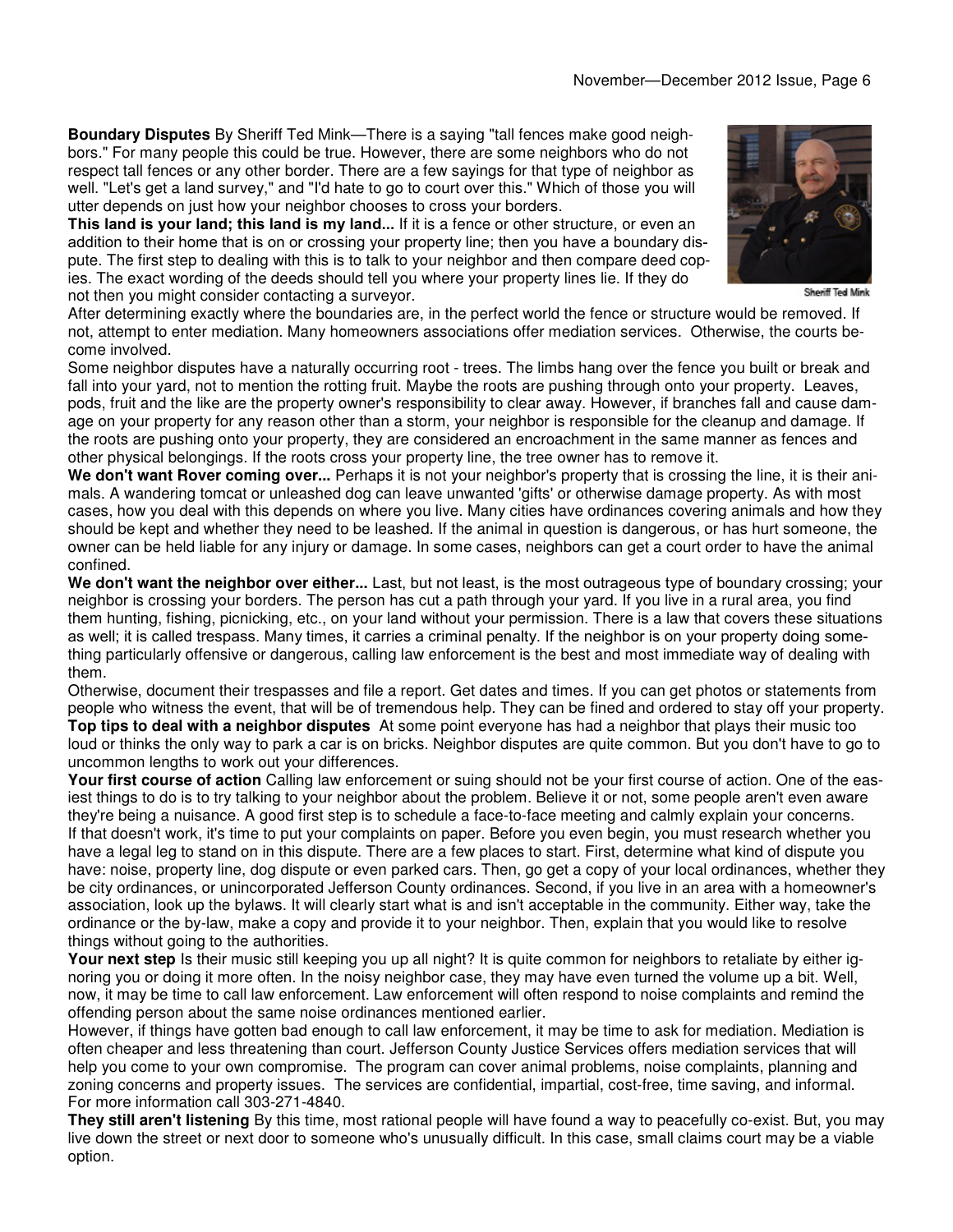**Boundary Disputes** By Sheriff Ted Mink—There is a saying "tall fences make good neighbors." For many people this could be true. However, there are some neighbors who do not respect tall fences or any other border. There are a few sayings for that type of neighbor as well. "Let's get a land survey," and "I'd hate to go to court over this." Which of those you will utter depends on just how your neighbor chooses to cross your borders.

Sheriff Ted Mink

**This land is your land; this land is my land...** If it is a fence or other structure, or even an addition to their home that is on or crossing your property line; then you have a boundary dispute. The first step to dealing with this is to talk to your neighbor and then compare deed copies. The exact wording of the deeds should tell you where your property lines lie. If they do not then you might consider contacting a surveyor.

After determining exactly where the boundaries are, in the perfect world the fence or structure would be removed. If not, attempt to enter mediation. Many homeowners associations offer mediation services. Otherwise, the courts become involved.

Some neighbor disputes have a naturally occurring root - trees. The limbs hang over the fence you built or break and fall into your yard, not to mention the rotting fruit. Maybe the roots are pushing through onto your property. Leaves, pods, fruit and the like are the property owner's responsibility to clear away. However, if branches fall and cause damage on your property for any reason other than a storm, your neighbor is responsible for the cleanup and damage. If the roots are pushing onto your property, they are considered an encroachment in the same manner as fences and other physical belongings. If the roots cross your property line, the tree owner has to remove it.

**We don't want Rover coming over...** Perhaps it is not your neighbor's property that is crossing the line, it is their animals. A wandering tomcat or unleashed dog can leave unwanted 'gifts' or otherwise damage property. As with most cases, how you deal with this depends on where you live. Many cities have ordinances covering animals and how they should be kept and whether they need to be leashed. If the animal in question is dangerous, or has hurt someone, the owner can be held liable for any injury or damage. In some cases, neighbors can get a court order to have the animal confined.

**We don't want the neighbor over either...** Last, but not least, is the most outrageous type of boundary crossing; your neighbor is crossing your borders. The person has cut a path through your yard. If you live in a rural area, you find them hunting, fishing, picnicking, etc., on your land without your permission. There is a law that covers these situations as well; it is called trespass. Many times, it carries a criminal penalty. If the neighbor is on your property doing something particularly offensive or dangerous, calling law enforcement is the best and most immediate way of dealing with them.

Otherwise, document their trespasses and file a report. Get dates and times. If you can get photos or statements from people who witness the event, that will be of tremendous help. They can be fined and ordered to stay off your property.

**Top tips to deal with a neighbor disputes** At some point everyone has had a neighbor that plays their music too loud or thinks the only way to park a car is on bricks. Neighbor disputes are quite common. But you don't have to go to uncommon lengths to work out your differences.

**Your first course of action** Calling law enforcement or suing should not be your first course of action. One of the easiest things to do is to try talking to your neighbor about the problem. Believe it or not, some people aren't even aware they're being a nuisance. A good first step is to schedule a face-to-face meeting and calmly explain your concerns.

If that doesn't work, it's time to put your complaints on paper. Before you even begin, you must research whether you have a legal leg to stand on in this dispute. There are a few places to start. First, determine what kind of dispute you have: noise, property line, dog dispute or even parked cars. Then, go get a copy of your local ordinances, whether they be city ordinances, or unincorporated Jefferson County ordinances. Second, if you live in an area with a homeowner's association, look up the bylaws. It will clearly start what is and isn't acceptable in the community. Either way, take the ordinance or the by-law, make a copy and provide it to your neighbor. Then, explain that you would like to resolve things without going to the authorities.

**Your next step** Is their music still keeping you up all night? It is quite common for neighbors to retaliate by either ignoring you or doing it more often. In the noisy neighbor case, they may have even turned the volume up a bit. Well, now, it may be time to call law enforcement. Law enforcement will often respond to noise complaints and remind the offending person about the same noise ordinances mentioned earlier.

However, if things have gotten bad enough to call law enforcement, it may be time to ask for mediation. Mediation is often cheaper and less threatening than court. Jefferson County Justice Services offers mediation services that will help you come to your own compromise. The program can cover animal problems, noise complaints, planning and zoning concerns and property issues. The services are confidential, impartial, cost-free, time saving, and informal. For more information call 303-271-4840.

**They still aren't listening** By this time, most rational people will have found a way to peacefully co-exist. But, you may live down the street or next door to someone who's unusually difficult. In this case, small claims court may be a viable option.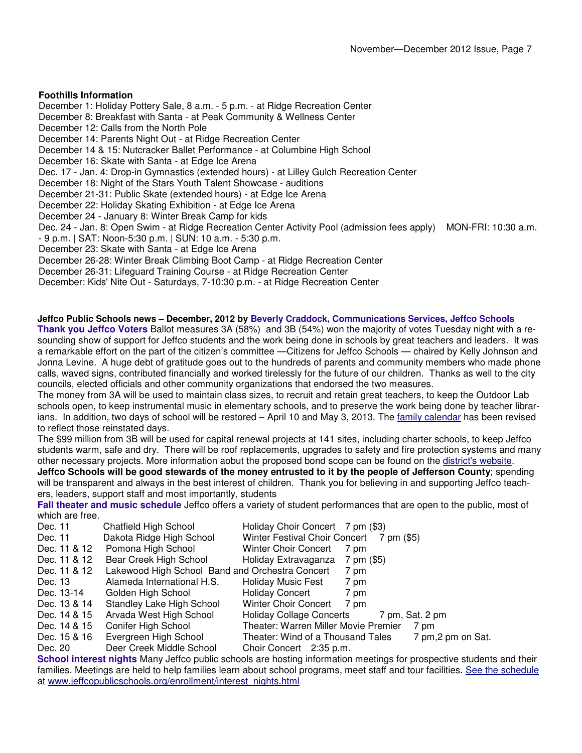**Foothills Information**

December 1: Holiday Pottery Sale, 8 a.m. - 5 p.m. - at Ridge Recreation Center
December 8: Breakfast with Santa - at Peak Community & Wellness Center
December 12: Calls from the North Pole
December 14: Parents Night Out - at Ridge Recreation Center
December 14 & 15: Nutcracker Ballet Performance - at Columbine High School
December 16: Skate with Santa - at Edge Ice Arena
Dec. 17 - Jan. 4: Drop-in Gymnastics (extended hours) - at Lilley Gulch Recreation Center
December 18: Night of the Stars Youth Talent Showcase - auditions
December 21-31: Public Skate (extended hours) - at Edge Ice Arena
December 22: Holiday Skating Exhibition - at Edge Ice Arena
December 24 - January 8: Winter Break Camp for kids
Dec. 24 - Jan. 8: Open Swim - at Ridge Recreation Center Activity Pool (admission fees apply) MON-FRI: 10:30 a.m. - 9 p.m. | SAT: Noon-5:30 p.m. | SUN: 10 a.m. - 5:30 p.m.
December 23: Skate with Santa - at Edge Ice Arena
December 26-28: Winter Break Climbing Boot Camp - at Ridge Recreation Center
December 26-31: Lifeguard Training Course - at Ridge Recreation Center
December: Kids' Nite Out - Saturdays, 7-10:30 p.m. - at Ridge Recreation Center

**Jeffco Public Schools news – December, 2012 by Beverly Craddock, Communications Services, Jeffco Schools**

**Thank you Jeffco Voters** Ballot measures 3A (58%) and 3B (54%) won the majority of votes Tuesday night with a resounding show of support for Jeffco students and the work being done in schools by great teachers and leaders. It was a remarkable effort on the part of the citizen's committee —Citizens for Jeffco Schools — chaired by Kelly Johnson and Jonna Levine. A huge debt of gratitude goes out to the hundreds of parents and community members who made phone calls, waved signs, contributed financially and worked tirelessly for the future of our children. Thanks as well to the city councils, elected officials and other community organizations that endorsed the two measures.

The money from 3A will be used to maintain class sizes, to recruit and retain great teachers, to keep the Outdoor Lab schools open, to keep instrumental music in elementary schools, and to preserve the work being done by teacher librarians. In addition, two days of school will be restored – April 10 and May 3, 2013. The family calendar has been revised to reflect those reinstated days.

The $99 million from 3B will be used for capital renewal projects at 141 sites, including charter schools, to keep Jeffco students warm, safe and dry. There will be roof replacements, upgrades to safety and fire protection systems and many other necessary projects. More information aobut the proposed bond scope can be found on the district's website.

**Jeffco Schools will be good stewards of the money entrusted to it by the people of Jefferson County**; spending will be transparent and always in the best interest of children. Thank you for believing in and supporting Jeffco teachers, leaders, support staff and most importantly, students

**Fall theater and music schedule** Jeffco offers a variety of student performances that are open to the public, most of which are free.

| Date | School | Event | Time |
|---|---|---|---|
| Dec. 11 | Chatfield High School | Holiday Choir Concert | 7 pm ($3) |
| Dec. 11 | Dakota Ridge High School | Winter Festival Choir Concert | 7 pm ($5) |
| Dec. 11 & 12 | Pomona High School | Winter Choir Concert | 7 pm |
| Dec. 11 & 12 | Bear Creek High School | Holiday Extravaganza | 7 pm ($5) |
| Dec. 11 & 12 | Lakewood High School | Band and Orchestra Concert | 7 pm |
| Dec. 13 | Alameda International H.S. | Holiday Music Fest | 7 pm |
| Dec. 13-14 | Golden High School | Holiday Concert | 7 pm |
| Dec. 13 & 14 | Standley Lake High School | Winter Choir Concert | 7 pm |
| Dec. 14 & 15 | Arvada West High School | Holiday Collage Concerts | 7 pm, Sat. 2 pm |
| Dec. 14 & 15 | Conifer High School | Theater: Warren Miller Movie Premier | 7 pm |
| Dec. 15 & 16 | Evergreen High School | Theater: Wind of a Thousand Tales | 7 pm,2 pm on Sat. |
| Dec. 20 | Deer Creek Middle School | Choir Concert | 2:35 p.m. |

**School interest nights** Many Jeffco public schools are hosting information meetings for prospective students and their families. Meetings are held to help families learn about school programs, meet staff and tour facilities. See the schedule at www.jeffcopublicschools.org/enrollment/interest_nights.html.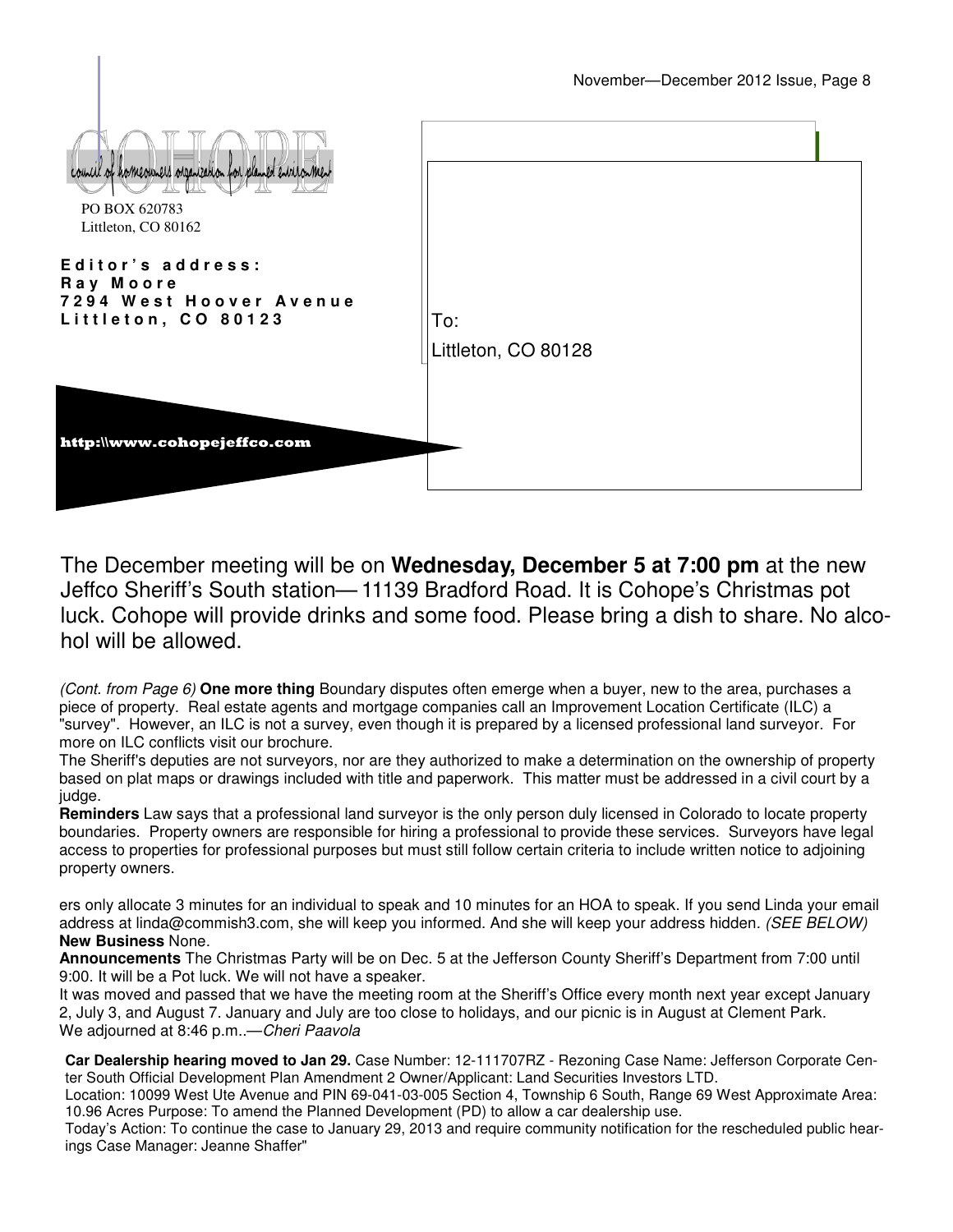council of homeowners organization for planned environment

PO BOX 620783
Littleton, CO 80162

**Editor's address:**
**Ray Moore**
**7294 West Hoover Avenue**
**Littleton, CO 80123**

To:

Littleton, CO 80128

**http:\\www.cohopejeffco.com**

The December meeting will be on **Wednesday, December 5 at 7:00 pm** at the new Jeffco Sheriff's South station— 11139 Bradford Road. It is Cohope's Christmas pot luck. Cohope will provide drinks and some food. Please bring a dish to share. No alcohol will be allowed.

*(Cont. from Page 6)* **One more thing** Boundary disputes often emerge when a buyer, new to the area, purchases a piece of property. Real estate agents and mortgage companies call an Improvement Location Certificate (ILC) a "survey". However, an ILC is not a survey, even though it is prepared by a licensed professional land surveyor. For more on ILC conflicts visit our brochure.

The Sheriff's deputies are not surveyors, nor are they authorized to make a determination on the ownership of property based on plat maps or drawings included with title and paperwork. This matter must be addressed in a civil court by a judge.

**Reminders** Law says that a professional land surveyor is the only person duly licensed in Colorado to locate property boundaries. Property owners are responsible for hiring a professional to provide these services. Surveyors have legal access to properties for professional purposes but must still follow certain criteria to include written notice to adjoining property owners.

ers only allocate 3 minutes for an individual to speak and 10 minutes for an HOA to speak. If you send Linda your email address at linda@commish3.com, she will keep you informed. And she will keep your address hidden. *(SEE BELOW)*

**New Business** None.

**Announcements** The Christmas Party will be on Dec. 5 at the Jefferson County Sheriff's Department from 7:00 until 9:00. It will be a Pot luck. We will not have a speaker.

It was moved and passed that we have the meeting room at the Sheriff's Office every month next year except January 2, July 3, and August 7. January and July are too close to holidays, and our picnic is in August at Clement Park.

We adjourned at 8:46 p.m..—*Cheri Paavola*

**Car Dealership hearing moved to Jan 29.** Case Number: 12-111707RZ - Rezoning Case Name: Jefferson Corporate Center South Official Development Plan Amendment 2 Owner/Applicant: Land Securities Investors LTD.

Location: 10099 West Ute Avenue and PIN 69-041-03-005 Section 4, Township 6 South, Range 69 West Approximate Area: 10.96 Acres Purpose: To amend the Planned Development (PD) to allow a car dealership use.

Today's Action: To continue the case to January 29, 2013 and require community notification for the rescheduled public hearings Case Manager: Jeanne Shaffer"